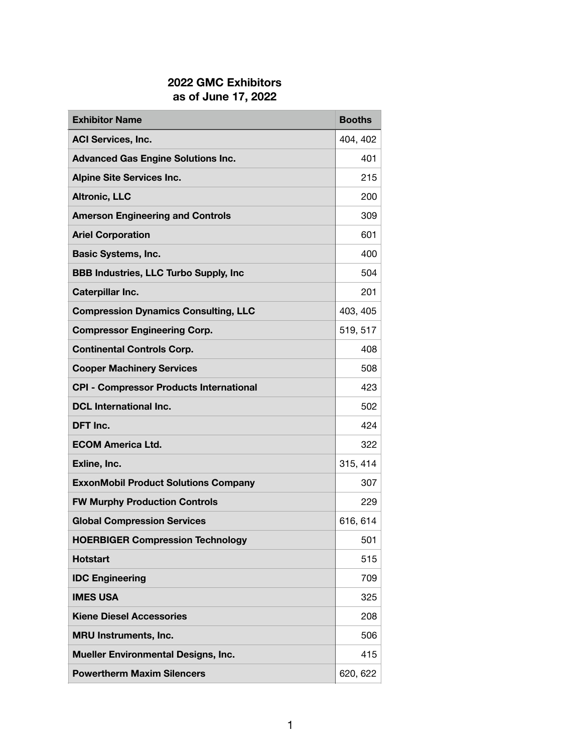# 2022 GMC Exhibitors
## as of June 17, 2022

| Exhibitor Name | Booths |
|---|---|
| **ACI Services, Inc.** | 404, 402 |
| **Advanced Gas Engine Solutions Inc.** | 401 |
| **Alpine Site Services Inc.** | 215 |
| **Altronic, LLC** | 200 |
| **Amerson Engineering and Controls** | 309 |
| **Ariel Corporation** | 601 |
| **Basic Systems, Inc.** | 400 |
| **BBB Industries, LLC Turbo Supply, Inc** | 504 |
| **Caterpillar Inc.** | 201 |
| **Compression Dynamics Consulting, LLC** | 403, 405 |
| **Compressor Engineering Corp.** | 519, 517 |
| **Continental Controls Corp.** | 408 |
| **Cooper Machinery Services** | 508 |
| **CPI - Compressor Products International** | 423 |
| **DCL International Inc.** | 502 |
| **DFT Inc.** | 424 |
| **ECOM America Ltd.** | 322 |
| **Exline, Inc.** | 315, 414 |
| **ExxonMobil Product Solutions Company** | 307 |
| **FW Murphy Production Controls** | 229 |
| **Global Compression Services** | 616, 614 |
| **HOERBIGER Compression Technology** | 501 |
| **Hotstart** | 515 |
| **IDC Engineering** | 709 |
| **IMES USA** | 325 |
| **Kiene Diesel Accessories** | 208 |
| **MRU Instruments, Inc.** | 506 |
| **Mueller Environmental Designs, Inc.** | 415 |
| **Powertherm Maxim Silencers** | 620, 622 |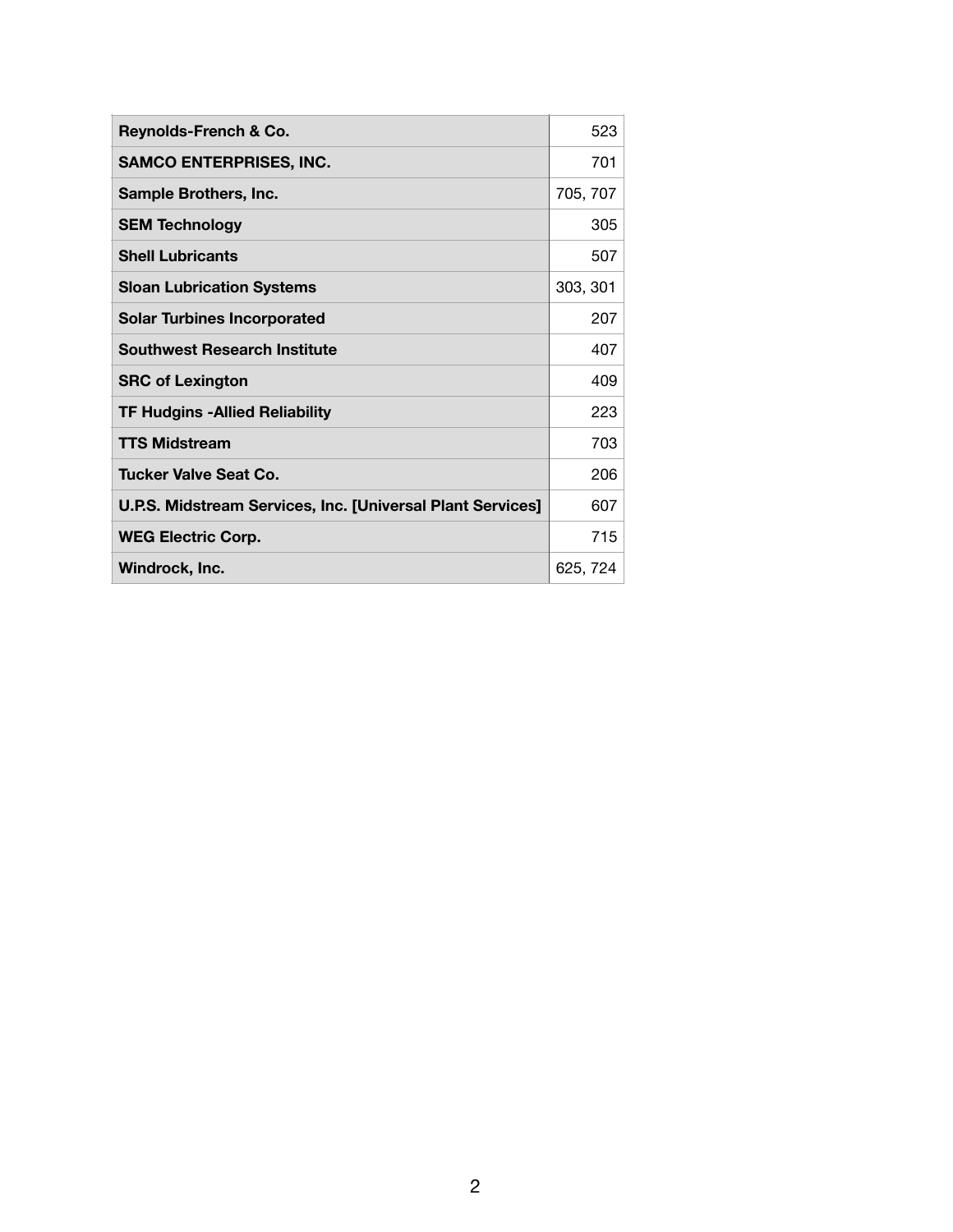| | |
|---|---|
| **Reynolds-French & Co.** | 523 |
| **SAMCO ENTERPRISES, INC.** | 701 |
| **Sample Brothers, Inc.** | 705, 707 |
| **SEM Technology** | 305 |
| **Shell Lubricants** | 507 |
| **Sloan Lubrication Systems** | 303, 301 |
| **Solar Turbines Incorporated** | 207 |
| **Southwest Research Institute** | 407 |
| **SRC of Lexington** | 409 |
| **TF Hudgins -Allied Reliability** | 223 |
| **TTS Midstream** | 703 |
| **Tucker Valve Seat Co.** | 206 |
| **U.P.S. Midstream Services, Inc. [Universal Plant Services]** | 607 |
| **WEG Electric Corp.** | 715 |
| **Windrock, Inc.** | 625, 724 |